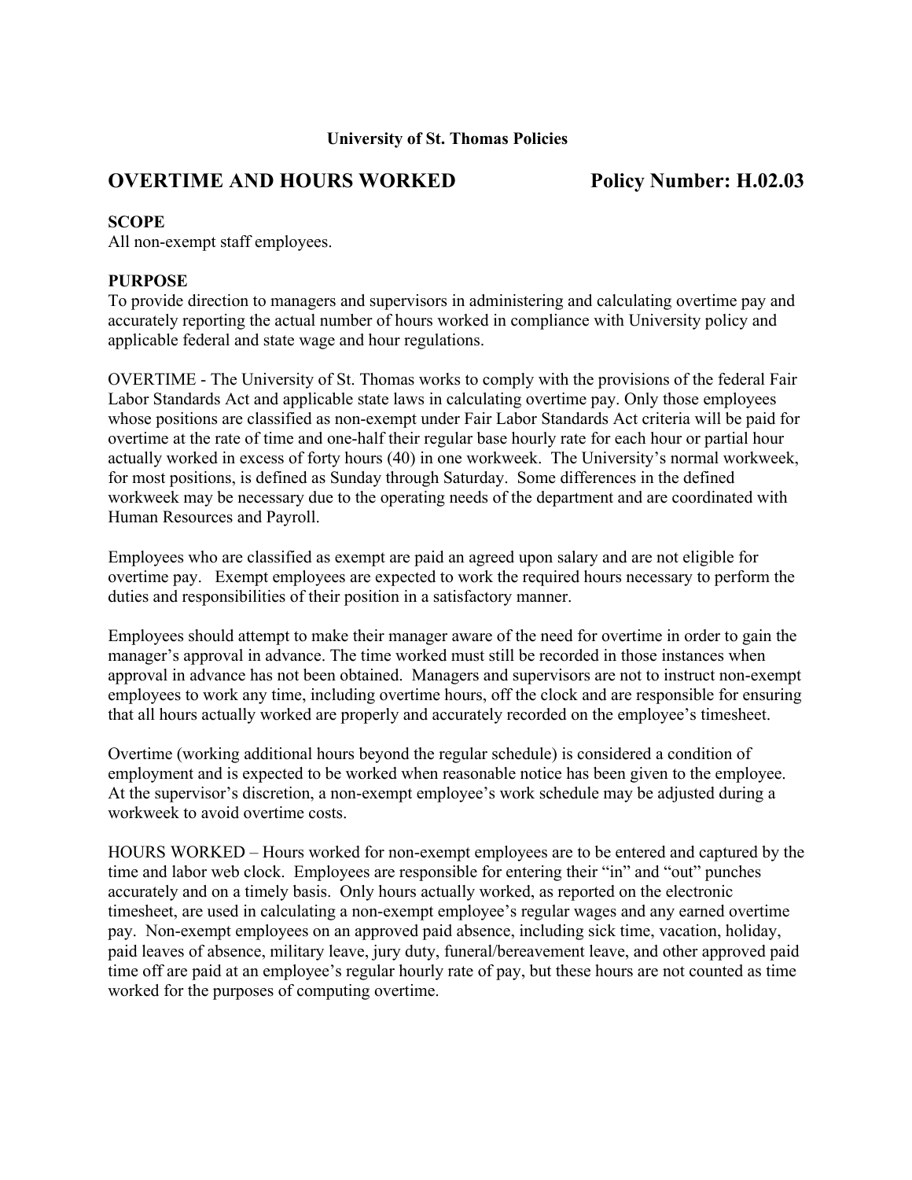**University of St. Thomas Policies**

# OVERTIME AND HOURS WORKED Policy Number: H.02.03

**SCOPE**
All non-exempt staff employees.

**PURPOSE**
To provide direction to managers and supervisors in administering and calculating overtime pay and accurately reporting the actual number of hours worked in compliance with University policy and applicable federal and state wage and hour regulations.

OVERTIME - The University of St. Thomas works to comply with the provisions of the federal Fair Labor Standards Act and applicable state laws in calculating overtime pay. Only those employees whose positions are classified as non-exempt under Fair Labor Standards Act criteria will be paid for overtime at the rate of time and one-half their regular base hourly rate for each hour or partial hour actually worked in excess of forty hours (40) in one workweek. The University's normal workweek, for most positions, is defined as Sunday through Saturday. Some differences in the defined workweek may be necessary due to the operating needs of the department and are coordinated with Human Resources and Payroll.

Employees who are classified as exempt are paid an agreed upon salary and are not eligible for overtime pay. Exempt employees are expected to work the required hours necessary to perform the duties and responsibilities of their position in a satisfactory manner.

Employees should attempt to make their manager aware of the need for overtime in order to gain the manager's approval in advance. The time worked must still be recorded in those instances when approval in advance has not been obtained. Managers and supervisors are not to instruct non-exempt employees to work any time, including overtime hours, off the clock and are responsible for ensuring that all hours actually worked are properly and accurately recorded on the employee's timesheet.

Overtime (working additional hours beyond the regular schedule) is considered a condition of employment and is expected to be worked when reasonable notice has been given to the employee. At the supervisor's discretion, a non-exempt employee's work schedule may be adjusted during a workweek to avoid overtime costs.

HOURS WORKED – Hours worked for non-exempt employees are to be entered and captured by the time and labor web clock. Employees are responsible for entering their "in" and "out" punches accurately and on a timely basis. Only hours actually worked, as reported on the electronic timesheet, are used in calculating a non-exempt employee's regular wages and any earned overtime pay. Non-exempt employees on an approved paid absence, including sick time, vacation, holiday, paid leaves of absence, military leave, jury duty, funeral/bereavement leave, and other approved paid time off are paid at an employee's regular hourly rate of pay, but these hours are not counted as time worked for the purposes of computing overtime.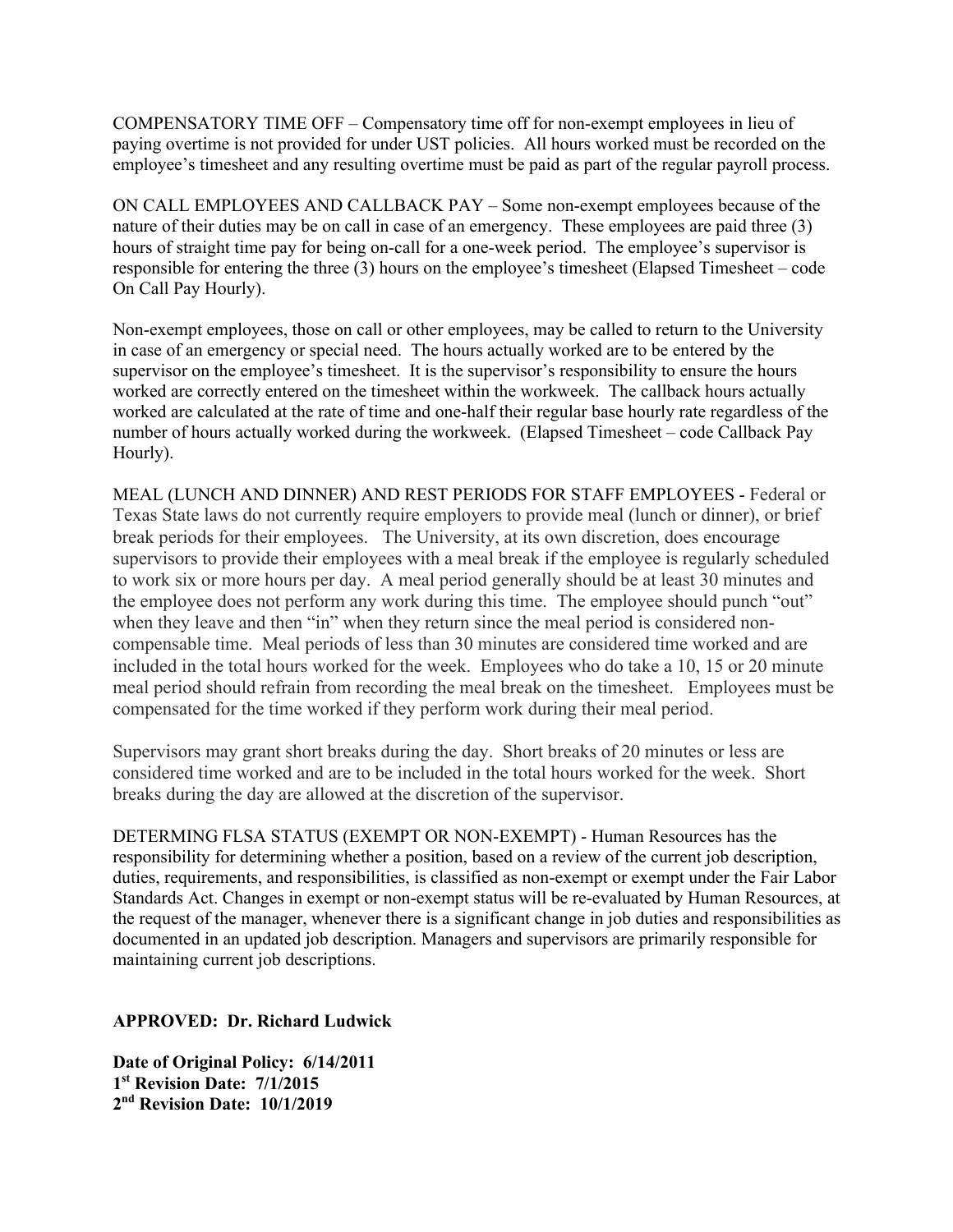COMPENSATORY TIME OFF – Compensatory time off for non-exempt employees in lieu of paying overtime is not provided for under UST policies. All hours worked must be recorded on the employee's timesheet and any resulting overtime must be paid as part of the regular payroll process.

ON CALL EMPLOYEES AND CALLBACK PAY – Some non-exempt employees because of the nature of their duties may be on call in case of an emergency. These employees are paid three (3) hours of straight time pay for being on-call for a one-week period. The employee's supervisor is responsible for entering the three (3) hours on the employee's timesheet (Elapsed Timesheet – code On Call Pay Hourly).

Non-exempt employees, those on call or other employees, may be called to return to the University in case of an emergency or special need. The hours actually worked are to be entered by the supervisor on the employee's timesheet. It is the supervisor's responsibility to ensure the hours worked are correctly entered on the timesheet within the workweek. The callback hours actually worked are calculated at the rate of time and one-half their regular base hourly rate regardless of the number of hours actually worked during the workweek. (Elapsed Timesheet – code Callback Pay Hourly).

MEAL (LUNCH AND DINNER) AND REST PERIODS FOR STAFF EMPLOYEES - Federal or Texas State laws do not currently require employers to provide meal (lunch or dinner), or brief break periods for their employees. The University, at its own discretion, does encourage supervisors to provide their employees with a meal break if the employee is regularly scheduled to work six or more hours per day. A meal period generally should be at least 30 minutes and the employee does not perform any work during this time. The employee should punch "out" when they leave and then "in" when they return since the meal period is considered non-compensable time. Meal periods of less than 30 minutes are considered time worked and are included in the total hours worked for the week. Employees who do take a 10, 15 or 20 minute meal period should refrain from recording the meal break on the timesheet. Employees must be compensated for the time worked if they perform work during their meal period.

Supervisors may grant short breaks during the day. Short breaks of 20 minutes or less are considered time worked and are to be included in the total hours worked for the week. Short breaks during the day are allowed at the discretion of the supervisor.

DETERMING FLSA STATUS (EXEMPT OR NON-EXEMPT) - Human Resources has the responsibility for determining whether a position, based on a review of the current job description, duties, requirements, and responsibilities, is classified as non-exempt or exempt under the Fair Labor Standards Act. Changes in exempt or non-exempt status will be re-evaluated by Human Resources, at the request of the manager, whenever there is a significant change in job duties and responsibilities as documented in an updated job description. Managers and supervisors are primarily responsible for maintaining current job descriptions.

**APPROVED: Dr. Richard Ludwick**

**Date of Original Policy: 6/14/2011**
**1st Revision Date: 7/1/2015**
**2nd Revision Date: 10/1/2019**